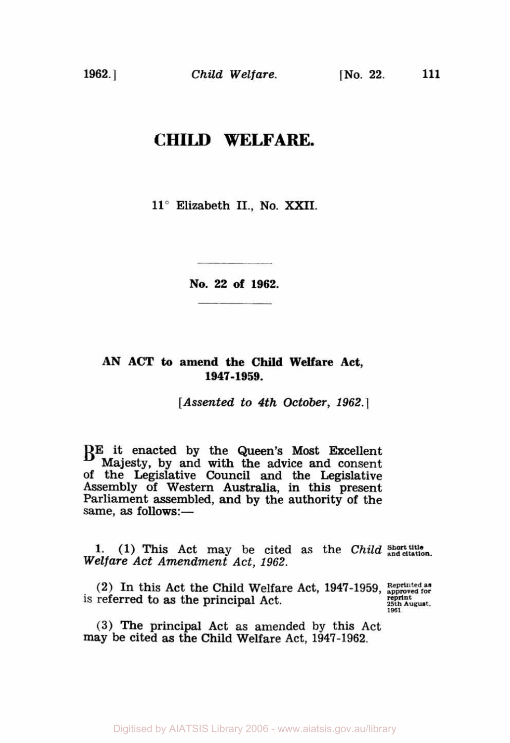# CHILD WELFARE.

11° Elizabeth II., No. XXII.

**No. 22 of 1962.**

**AN ACT to amend the Child Welfare Act, 1947-1959.**

[*Assented to 4th October, 1962.*]

BE it enacted by the Queen's Most Excellent Majesty, by and with the advice and consent of the Legislative Council and the Legislative Assembly of Western Australia, in this present Parliament assembled, and by the authority of the same, as follows:—

1. (1) This Act may be cited as the *Child Welfare Act Amendment Act, 1962.* Short title and citation.

(2) In this Act the Child Welfare Act, 1947-1959, is referred to as the principal Act. Reprinted as approved for reprint 25th August, 1961.

(3) The principal Act as amended by this Act may be cited as the Child Welfare Act, 1947-1962.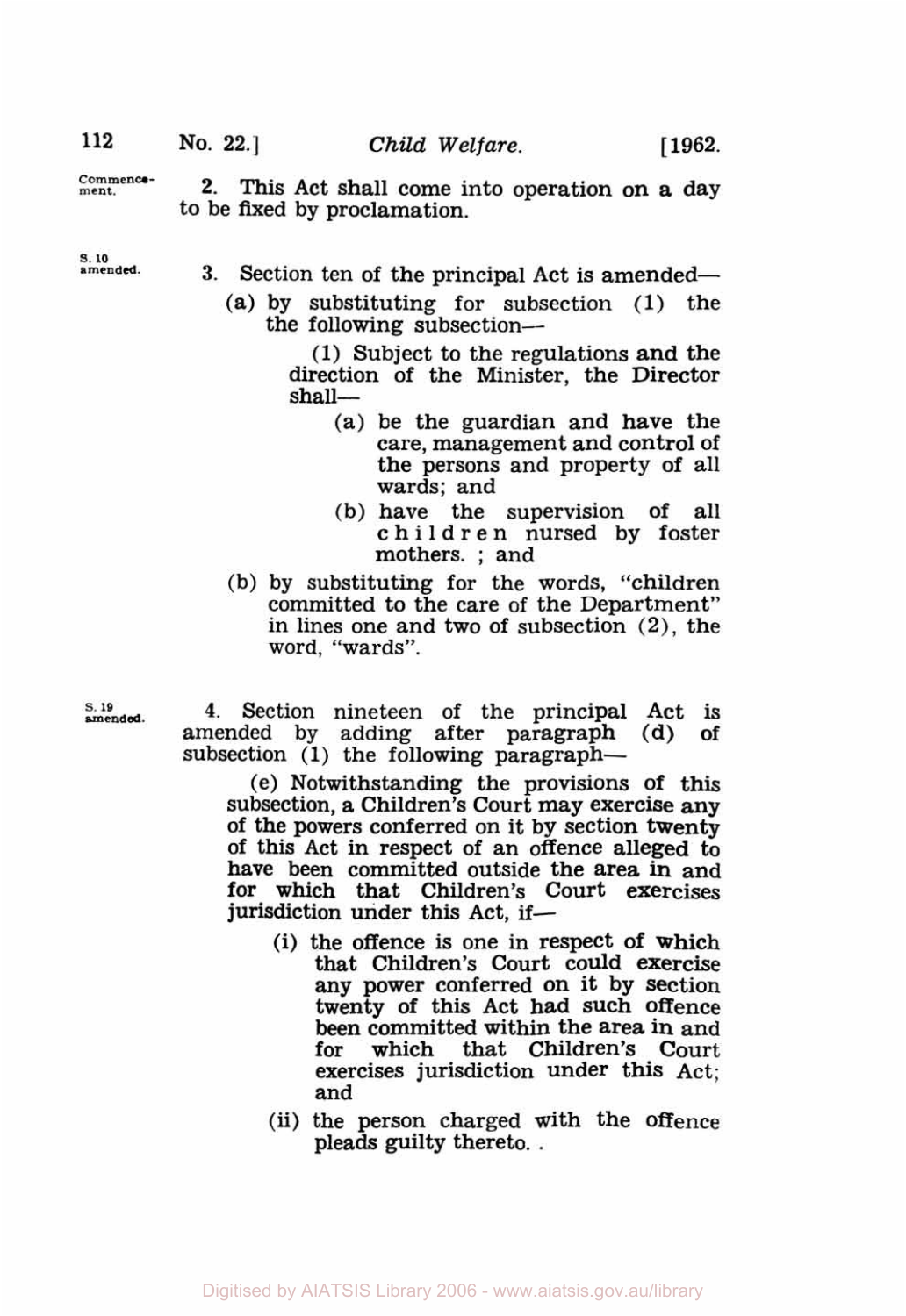Commencement.

**2.** This Act shall come into operation on a day to be fixed by proclamation.

S. 10 amended.

**3.** Section ten of the principal Act is amended—

(a) by substituting for subsection (1) the the following subsection—

> (1) Subject to the regulations and the direction of the Minister, the Director shall—
>
> (a) be the guardian and have the care, management and control of the persons and property of all wards; and
>
> (b) have the supervision of all children nursed by foster mothers. ; and

(b) by substituting for the words, "children committed to the care of the Department" in lines one and two of subsection (2), the word, "wards".

S. 19 amended.

**4.** Section nineteen of the principal Act is amended by adding after paragraph (d) of subsection (1) the following paragraph—

> (e) Notwithstanding the provisions of this subsection, a Children's Court may exercise any of the powers conferred on it by section twenty of this Act in respect of an offence alleged to have been committed outside the area in and for which that Children's Court exercises jurisdiction under this Act, if—
>
> (i) the offence is one in respect of which that Children's Court could exercise any power conferred on it by section twenty of this Act had such offence been committed within the area in and for which that Children's Court exercises jurisdiction under this Act; and
>
> (ii) the person charged with the offence pleads guilty thereto. .

Digitised by AIATSIS Library 2006 - www.aiatsis.gov.au/library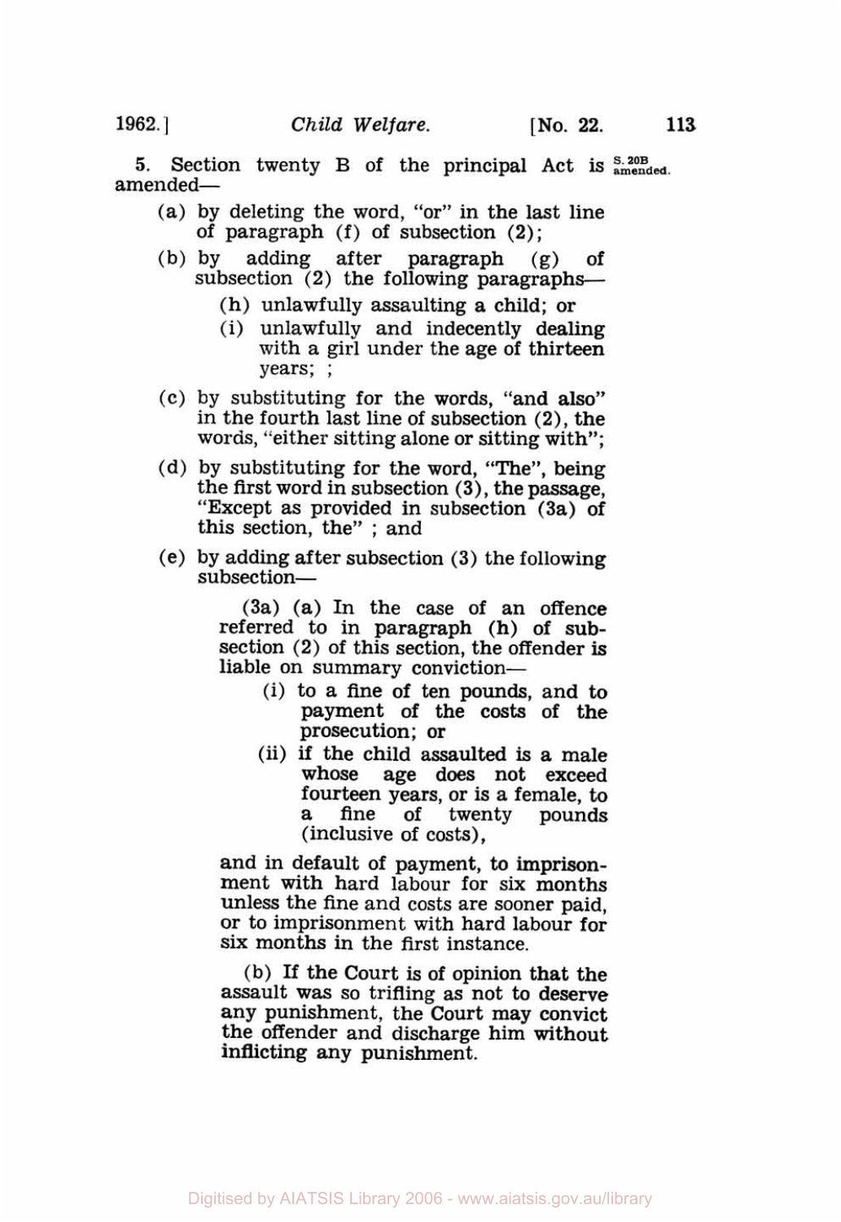5. Section twenty B of the principal Act is amended— S. 20B amended.

(a) by deleting the word, "or" in the last line of paragraph (f) of subsection (2);

(b) by adding after paragraph (g) of subsection (2) the following paragraphs—

> (h) unlawfully assaulting a child; or
>
> (i) unlawfully and indecently dealing with a girl under the age of thirteen years; ;

(c) by substituting for the words, "and also" in the fourth last line of subsection (2), the words, "either sitting alone or sitting with";

(d) by substituting for the word, "The", being the first word in subsection (3), the passage, "Except as provided in subsection (3a) of this section, the" ; and

(e) by adding after subsection (3) the following subsection—

> (3a) (a) In the case of an offence referred to in paragraph (h) of subsection (2) of this section, the offender is liable on summary conviction—
>
> > (i) to a fine of ten pounds, and to payment of the costs of the prosecution; or
> >
> > (ii) if the child assaulted is a male whose age does not exceed fourteen years, or is a female, to a fine of twenty pounds (inclusive of costs),
>
> and in default of payment, to imprisonment with hard labour for six months unless the fine and costs are sooner paid, or to imprisonment with hard labour for six months in the first instance.
>
> (b) If the Court is of opinion that the assault was so trifling as not to deserve any punishment, the Court may convict the offender and discharge him without inflicting any punishment.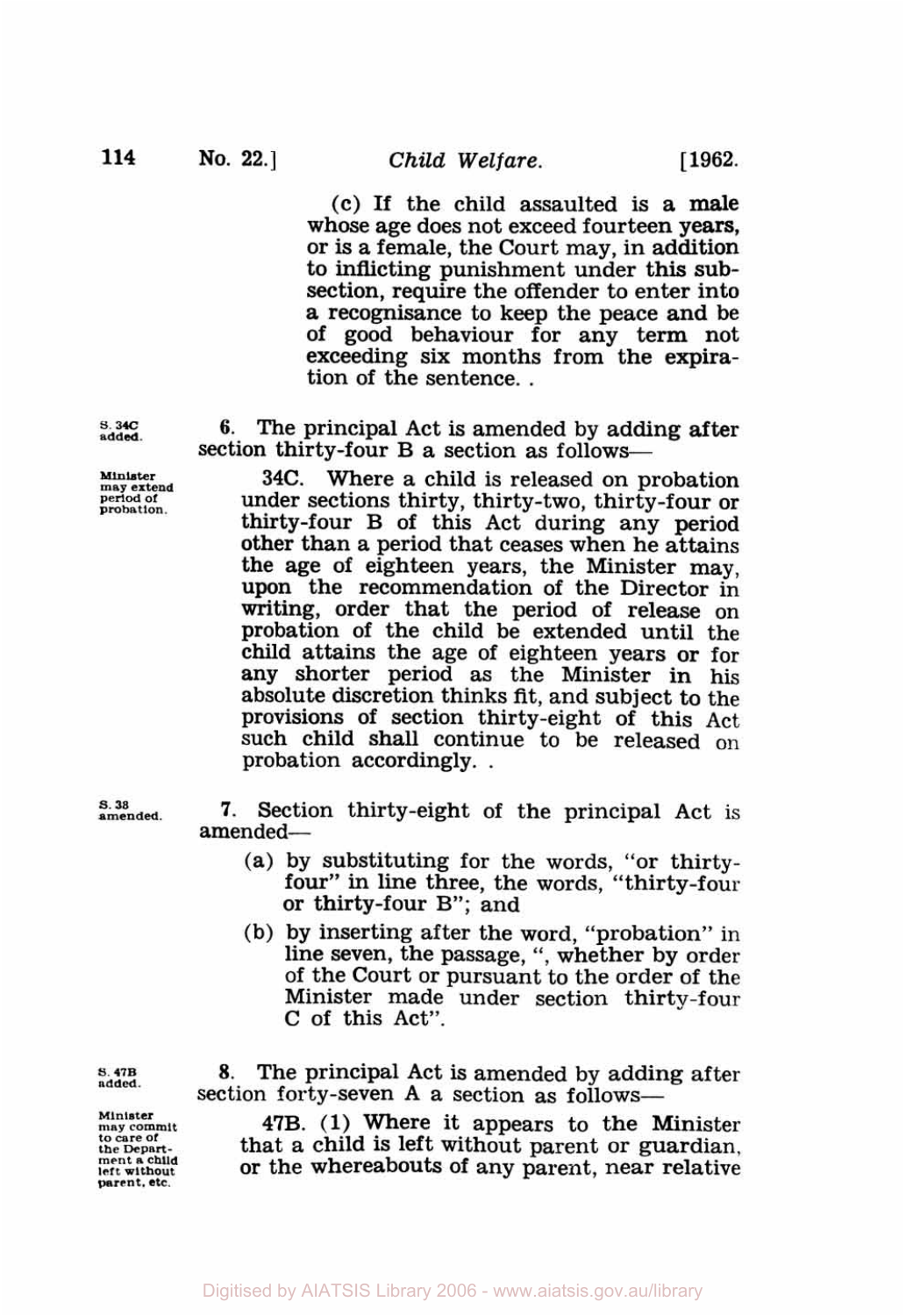(c) If the child assaulted is a male whose age does not exceed fourteen years, or is a female, the Court may, in addition to inflicting punishment under this subsection, require the offender to enter into a recognisance to keep the peace and be of good behaviour for any term not exceeding six months from the expiration of the sentence. .

**S. 34C added.**

6. The principal Act is amended by adding after section thirty-four B a section as follows—

**Minister may extend period of probation.**

34C. Where a child is released on probation under sections thirty, thirty-two, thirty-four or thirty-four B of this Act during any period other than a period that ceases when he attains the age of eighteen years, the Minister may, upon the recommendation of the Director in writing, order that the period of release on probation of the child be extended until the child attains the age of eighteen years or for any shorter period as the Minister in his absolute discretion thinks fit, and subject to the provisions of section thirty-eight of this Act such child shall continue to be released on probation accordingly. .

**S. 38 amended.**

7. Section thirty-eight of the principal Act is amended—

(a) by substituting for the words, "or thirty-four" in line three, the words, "thirty-four or thirty-four B"; and

(b) by inserting after the word, "probation" in line seven, the passage, ", whether by order of the Court or pursuant to the order of the Minister made under section thirty-four C of this Act".

**S. 47B added.**

8. The principal Act is amended by adding after section forty-seven A a section as follows—

**Minister may commit to care of the Department a child left without parent, etc.**

47B. (1) Where it appears to the Minister that a child is left without parent or guardian, or the whereabouts of any parent, near relative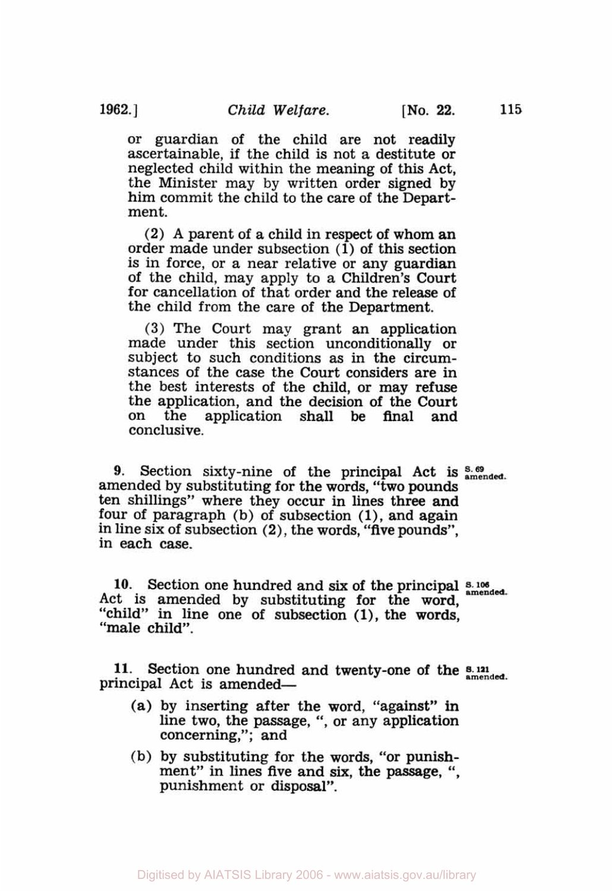or guardian of the child are not readily ascertainable, if the child is not a destitute or neglected child within the meaning of this Act, the Minister may by written order signed by him commit the child to the care of the Department.

(2) A parent of a child in respect of whom an order made under subsection (1) of this section is in force, or a near relative or any guardian of the child, may apply to a Children's Court for cancellation of that order and the release of the child from the care of the Department.

(3) The Court may grant an application made under this section unconditionally or subject to such conditions as in the circumstances of the case the Court considers are in the best interests of the child, or may refuse the application, and the decision of the Court on the application shall be final and conclusive.

**9.** Section sixty-nine of the principal Act is amended by substituting for the words, "two pounds ten shillings" where they occur in lines three and four of paragraph (b) of subsection (1), and again in line six of subsection (2), the words, "five pounds", in each case.

**S. 69 amended.**

**10.** Section one hundred and six of the principal Act is amended by substituting for the word, "child" in line one of subsection (1), the words, "male child".

**S. 106 amended.**

**11.** Section one hundred and twenty-one of the principal Act is amended—

**S. 121 amended.**

(a) by inserting after the word, "against" in line two, the passage, ", or any application concerning,"; and

(b) by substituting for the words, "or punishment" in lines five and six, the passage, ", punishment or disposal".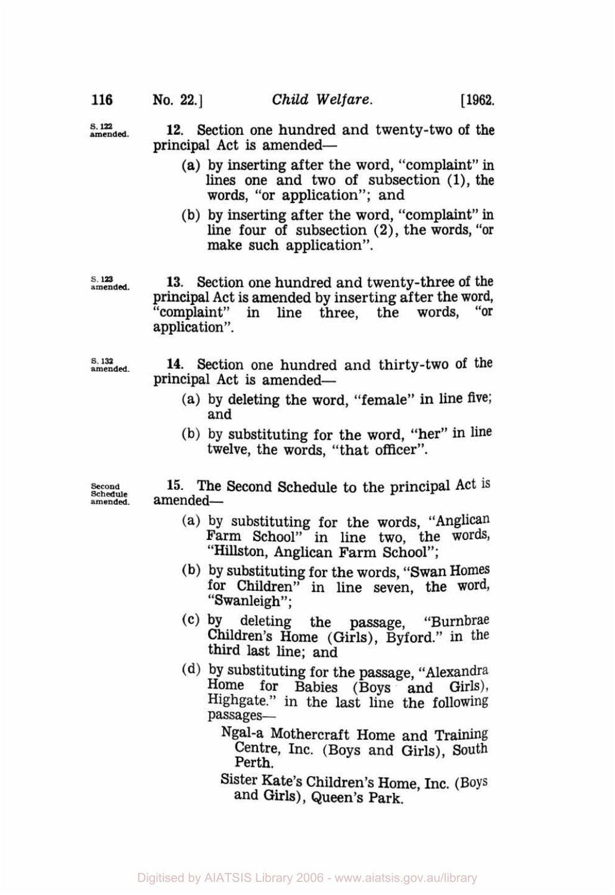S. 122 amended.

**12.** Section one hundred and twenty-two of the principal Act is amended—

(a) by inserting after the word, "complaint" in lines one and two of subsection (1), the words, "or application"; and

(b) by inserting after the word, "complaint" in line four of subsection (2), the words, "or make such application".

S. 123 amended.

**13.** Section one hundred and twenty-three of the principal Act is amended by inserting after the word, "complaint" in line three, the words, "or application".

S. 132 amended.

**14.** Section one hundred and thirty-two of the principal Act is amended—

(a) by deleting the word, "female" in line five; and

(b) by substituting for the word, "her" in line twelve, the words, "that officer".

Second Schedule amended.

**15.** The Second Schedule to the principal Act is amended—

(a) by substituting for the words, "Anglican Farm School" in line two, the words, "Hillston, Anglican Farm School";

(b) by substituting for the words, "Swan Homes for Children" in line seven, the word, "Swanleigh";

(c) by deleting the passage, "Burnbrae Children's Home (Girls), Byford." in the third last line; and

(d) by substituting for the passage, "Alexandra Home for Babies (Boys and Girls), Highgate." in the last line the following passages—

Ngal-a Mothercraft Home and Training Centre, Inc. (Boys and Girls), South Perth.

Sister Kate's Children's Home, Inc. (Boys and Girls), Queen's Park.

Digitised by AIATSIS Library 2006 - www.aiatsis.gov.au/library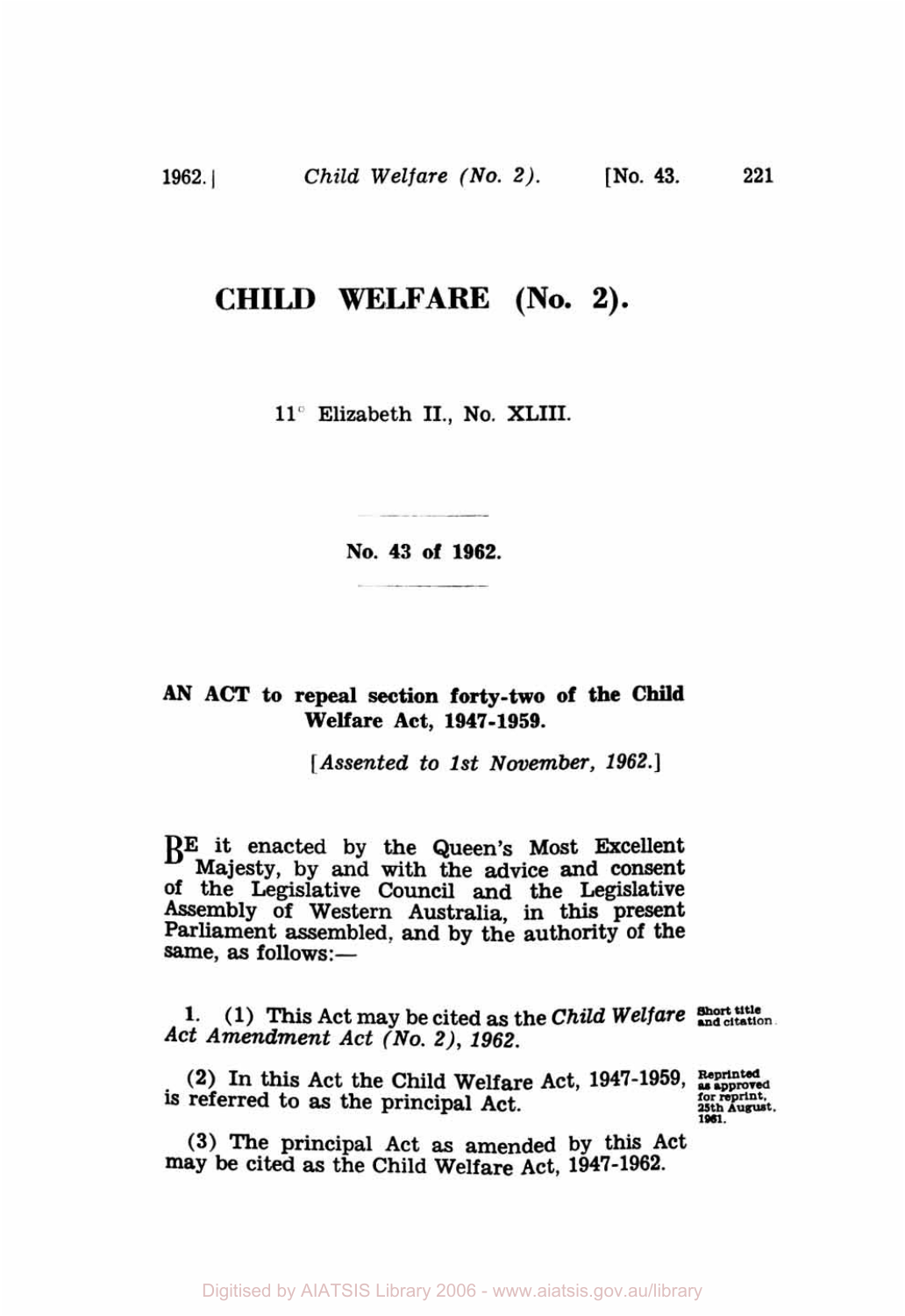# CHILD WELFARE (No. 2).

11° Elizabeth II., No. XLIII.

---

**No. 43 of 1962.**

---

**AN ACT to repeal section forty-two of the Child Welfare Act, 1947-1959.**

[*Assented to 1st November, 1962.*]

BE it enacted by the Queen's Most Excellent Majesty, by and with the advice and consent of the Legislative Council and the Legislative Assembly of Western Australia, in this present Parliament assembled, and by the authority of the same, as follows:—

**1.** (1) This Act may be cited as the *Child Welfare Act Amendment Act (No. 2), 1962.* **Short title and citation.**

(2) In this Act the Child Welfare Act, 1947-1959, is referred to as the principal Act. **Reprinted as approved for reprint, 25th August, 1961.**

(3) The principal Act as amended by this Act may be cited as the Child Welfare Act, 1947-1962.

Digitised by AIATSIS Library 2006 - www.aiatsis.gov.au/library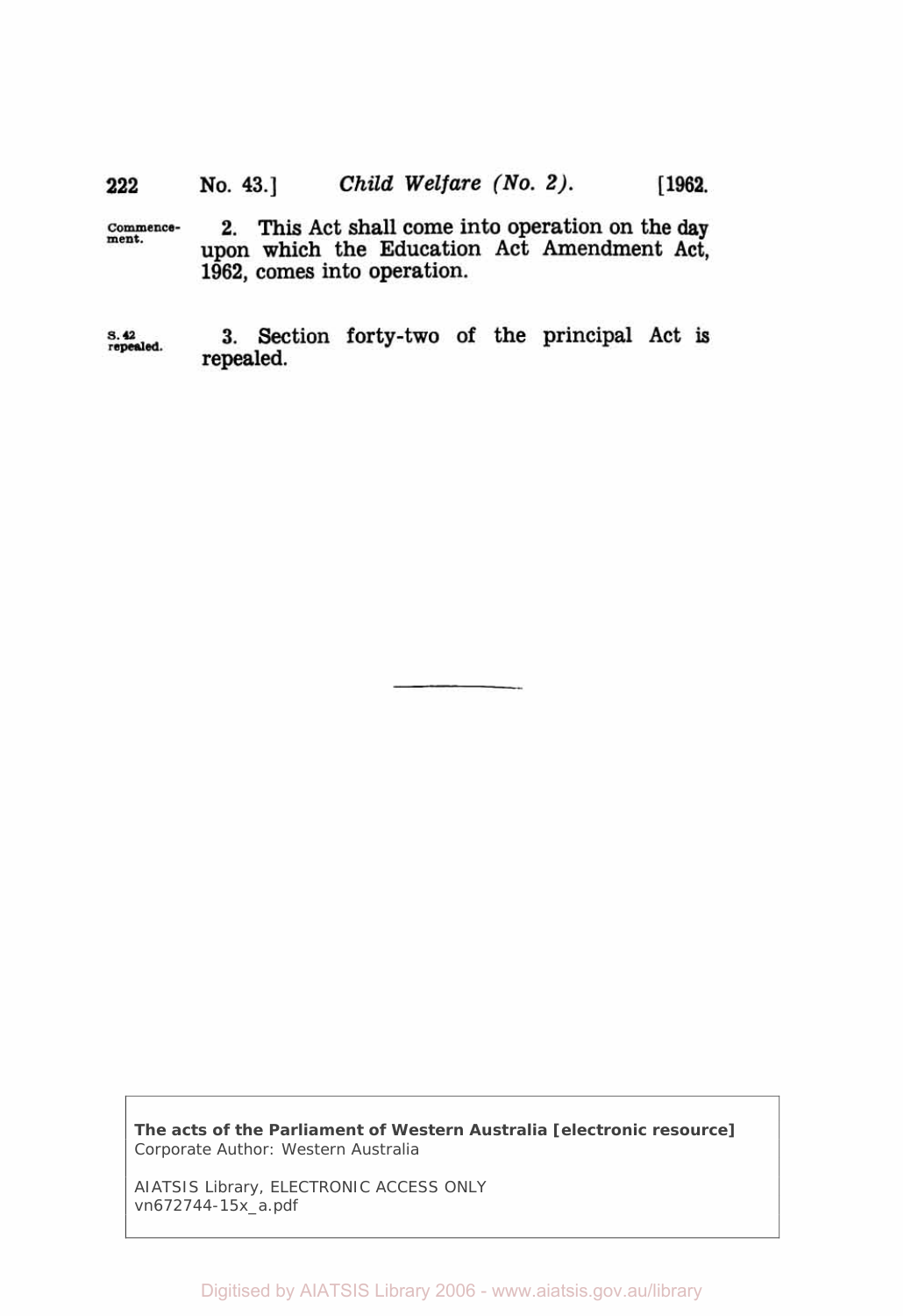Commencement.

2. This Act shall come into operation on the day upon which the Education Act Amendment Act, 1962, comes into operation.

S. 42 repealed.

3. Section forty-two of the principal Act is repealed.

---

**The acts of the Parliament of Western Australia [electronic resource]**
Corporate Author: Western Australia

AIATSIS Library, ELECTRONIC ACCESS ONLY
vn672744-15x_a.pdf